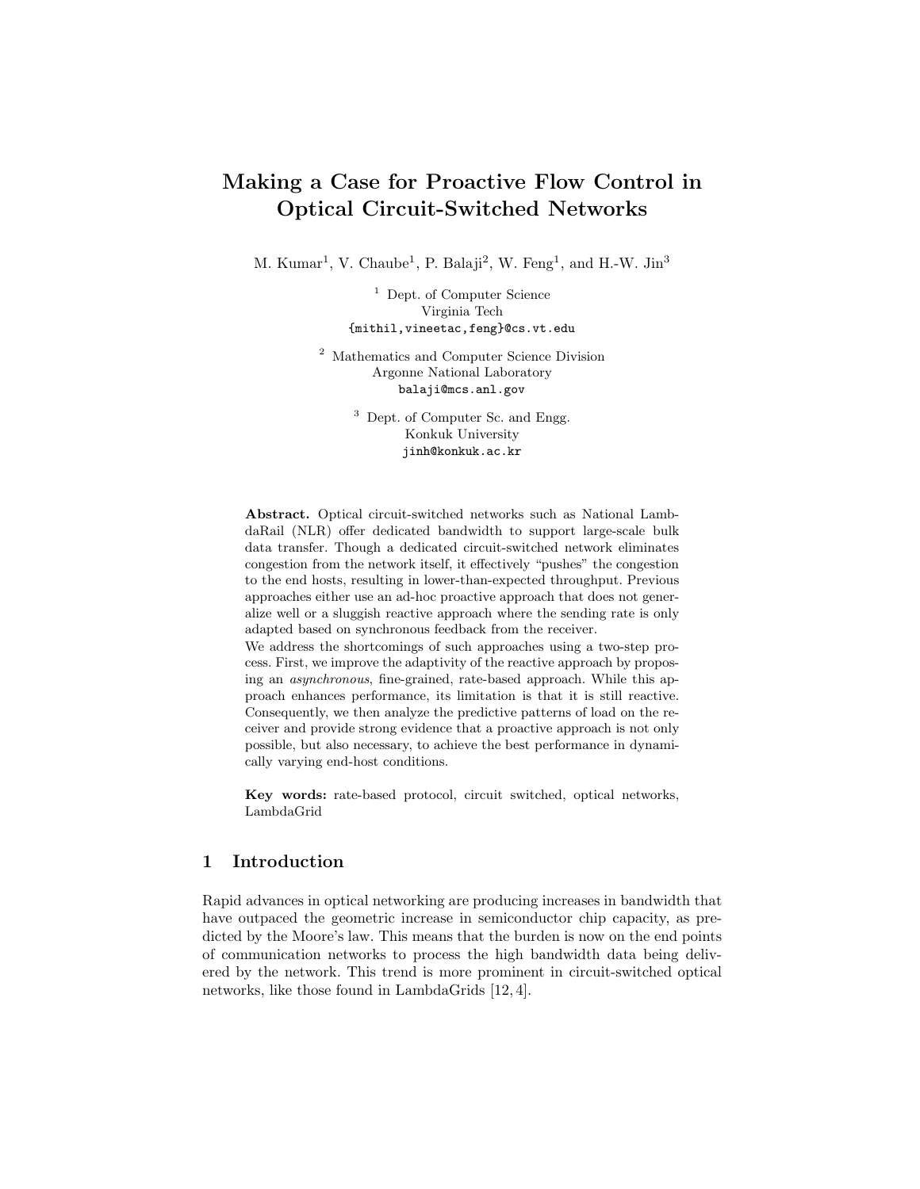# Making a Case for Proactive Flow Control in Optical Circuit-Switched Networks

M. Kumar[1], V. Chaube[1], P. Balaji[2], W. Feng[1], and H.-W. Jin[3]

[1] Dept. of Computer Science
Virginia Tech
{mithil,vineetac,feng}@cs.vt.edu

[2] Mathematics and Computer Science Division
Argonne National Laboratory
balaji@mcs.anl.gov

[3] Dept. of Computer Sc. and Engg.
Konkuk University
jinh@konkuk.ac.kr

**Abstract.** Optical circuit-switched networks such as National LambdaRail (NLR) offer dedicated bandwidth to support large-scale bulk data transfer. Though a dedicated circuit-switched network eliminates congestion from the network itself, it effectively "pushes" the congestion to the end hosts, resulting in lower-than-expected throughput. Previous approaches either use an ad-hoc proactive approach that does not generalize well or a sluggish reactive approach where the sending rate is only adapted based on synchronous feedback from the receiver.

We address the shortcomings of such approaches using a two-step process. First, we improve the adaptivity of the reactive approach by proposing an *asynchronous*, fine-grained, rate-based approach. While this approach enhances performance, its limitation is that it is still reactive. Consequently, we then analyze the predictive patterns of load on the receiver and provide strong evidence that a proactive approach is not only possible, but also necessary, to achieve the best performance in dynamically varying end-host conditions.

**Key words:** rate-based protocol, circuit switched, optical networks, LambdaGrid

## 1 Introduction

Rapid advances in optical networking are producing increases in bandwidth that have outpaced the geometric increase in semiconductor chip capacity, as predicted by the Moore's law. This means that the burden is now on the end points of communication networks to process the high bandwidth data being delivered by the network. This trend is more prominent in circuit-switched optical networks, like those found in LambdaGrids [12, 4].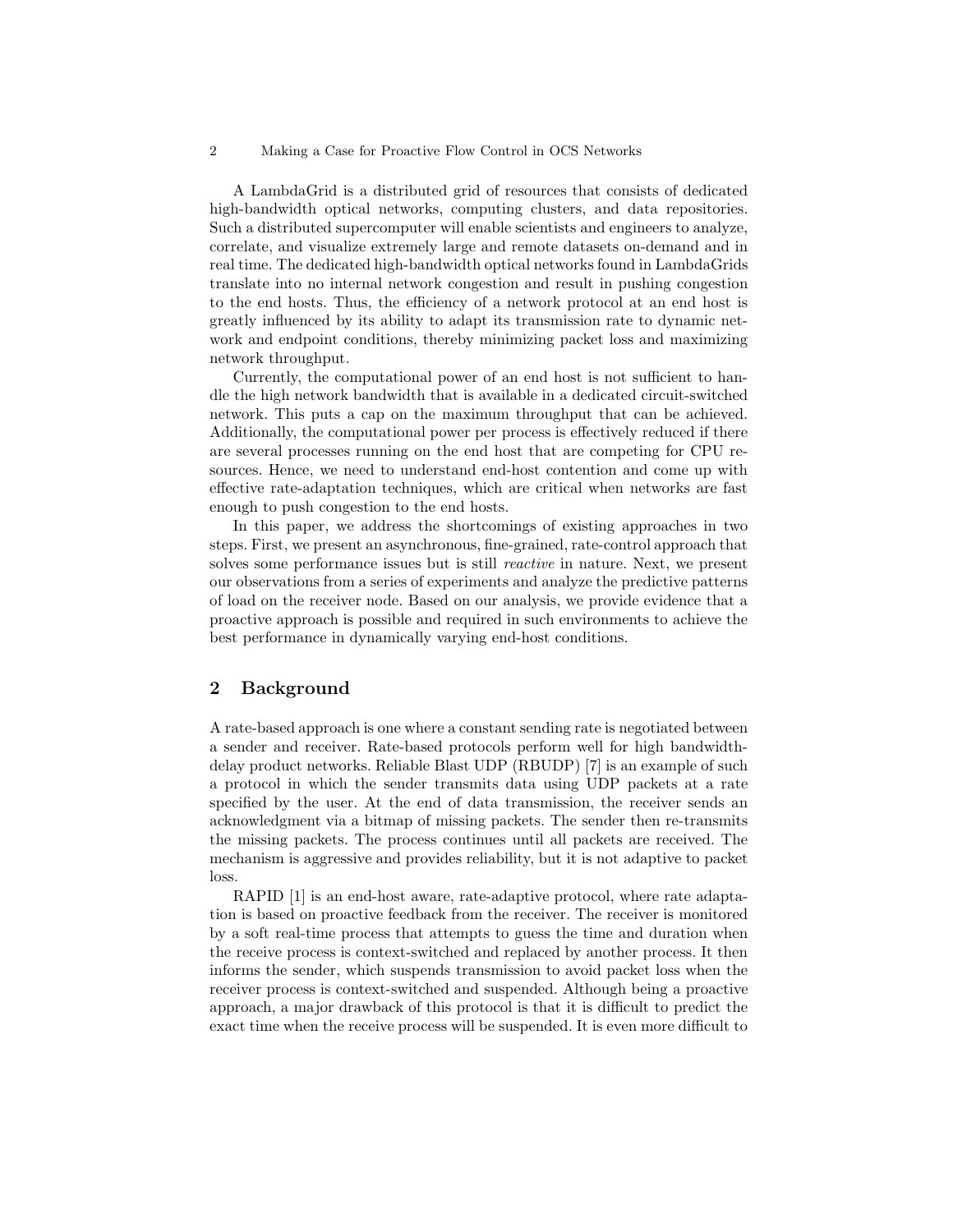A LambdaGrid is a distributed grid of resources that consists of dedicated high-bandwidth optical networks, computing clusters, and data repositories. Such a distributed supercomputer will enable scientists and engineers to analyze, correlate, and visualize extremely large and remote datasets on-demand and in real time. The dedicated high-bandwidth optical networks found in LambdaGrids translate into no internal network congestion and result in pushing congestion to the end hosts. Thus, the efficiency of a network protocol at an end host is greatly influenced by its ability to adapt its transmission rate to dynamic network and endpoint conditions, thereby minimizing packet loss and maximizing network throughput.

Currently, the computational power of an end host is not sufficient to handle the high network bandwidth that is available in a dedicated circuit-switched network. This puts a cap on the maximum throughput that can be achieved. Additionally, the computational power per process is effectively reduced if there are several processes running on the end host that are competing for CPU resources. Hence, we need to understand end-host contention and come up with effective rate-adaptation techniques, which are critical when networks are fast enough to push congestion to the end hosts.

In this paper, we address the shortcomings of existing approaches in two steps. First, we present an asynchronous, fine-grained, rate-control approach that solves some performance issues but is still *reactive* in nature. Next, we present our observations from a series of experiments and analyze the predictive patterns of load on the receiver node. Based on our analysis, we provide evidence that a proactive approach is possible and required in such environments to achieve the best performance in dynamically varying end-host conditions.

## 2 Background

A rate-based approach is one where a constant sending rate is negotiated between a sender and receiver. Rate-based protocols perform well for high bandwidth-delay product networks. Reliable Blast UDP (RBUDP) [7] is an example of such a protocol in which the sender transmits data using UDP packets at a rate specified by the user. At the end of data transmission, the receiver sends an acknowledgment via a bitmap of missing packets. The sender then re-transmits the missing packets. The process continues until all packets are received. The mechanism is aggressive and provides reliability, but it is not adaptive to packet loss.

RAPID [1] is an end-host aware, rate-adaptive protocol, where rate adaptation is based on proactive feedback from the receiver. The receiver is monitored by a soft real-time process that attempts to guess the time and duration when the receive process is context-switched and replaced by another process. It then informs the sender, which suspends transmission to avoid packet loss when the receiver process is context-switched and suspended. Although being a proactive approach, a major drawback of this protocol is that it is difficult to predict the exact time when the receive process will be suspended. It is even more difficult to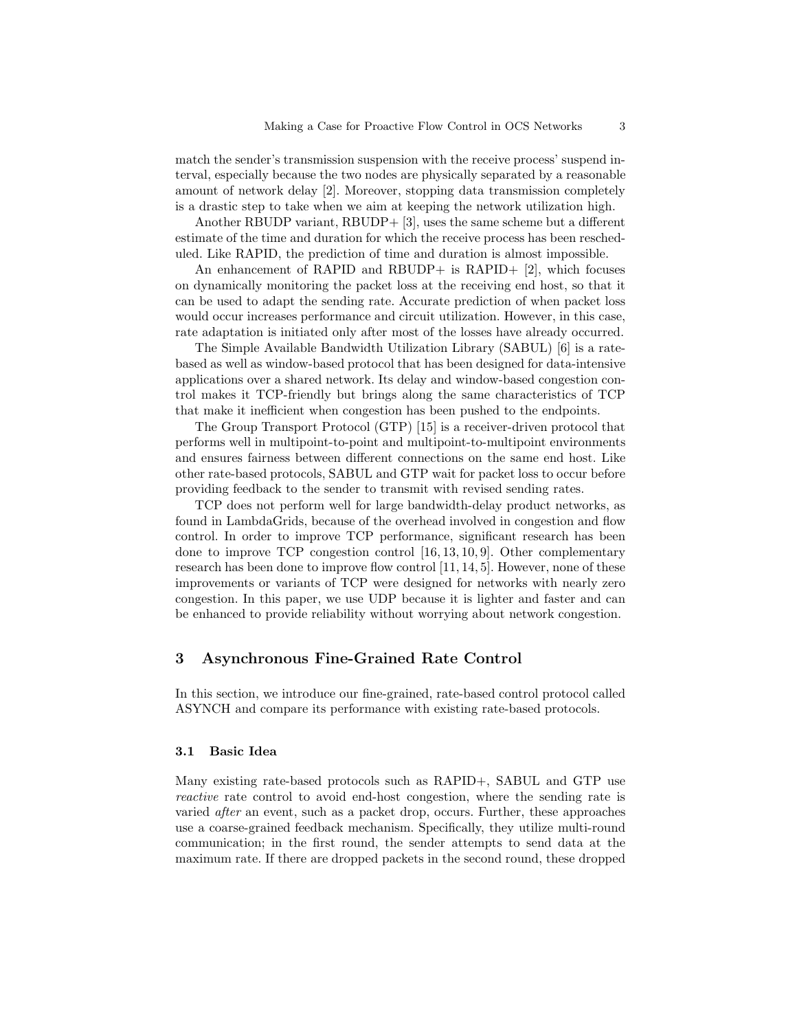match the sender's transmission suspension with the receive process' suspend interval, especially because the two nodes are physically separated by a reasonable amount of network delay [2]. Moreover, stopping data transmission completely is a drastic step to take when we aim at keeping the network utilization high.

Another RBUDP variant, RBUDP+ [3], uses the same scheme but a different estimate of the time and duration for which the receive process has been rescheduled. Like RAPID, the prediction of time and duration is almost impossible.

An enhancement of RAPID and RBUDP+ is RAPID+ [2], which focuses on dynamically monitoring the packet loss at the receiving end host, so that it can be used to adapt the sending rate. Accurate prediction of when packet loss would occur increases performance and circuit utilization. However, in this case, rate adaptation is initiated only after most of the losses have already occurred.

The Simple Available Bandwidth Utilization Library (SABUL) [6] is a rate-based as well as window-based protocol that has been designed for data-intensive applications over a shared network. Its delay and window-based congestion control makes it TCP-friendly but brings along the same characteristics of TCP that make it inefficient when congestion has been pushed to the endpoints.

The Group Transport Protocol (GTP) [15] is a receiver-driven protocol that performs well in multipoint-to-point and multipoint-to-multipoint environments and ensures fairness between different connections on the same end host. Like other rate-based protocols, SABUL and GTP wait for packet loss to occur before providing feedback to the sender to transmit with revised sending rates.

TCP does not perform well for large bandwidth-delay product networks, as found in LambdaGrids, because of the overhead involved in congestion and flow control. In order to improve TCP performance, significant research has been done to improve TCP congestion control [16, 13, 10, 9]. Other complementary research has been done to improve flow control [11, 14, 5]. However, none of these improvements or variants of TCP were designed for networks with nearly zero congestion. In this paper, we use UDP because it is lighter and faster and can be enhanced to provide reliability without worrying about network congestion.

## 3 Asynchronous Fine-Grained Rate Control

In this section, we introduce our fine-grained, rate-based control protocol called ASYNCH and compare its performance with existing rate-based protocols.

### 3.1 Basic Idea

Many existing rate-based protocols such as RAPID+, SABUL and GTP use *reactive* rate control to avoid end-host congestion, where the sending rate is varied *after* an event, such as a packet drop, occurs. Further, these approaches use a coarse-grained feedback mechanism. Specifically, they utilize multi-round communication; in the first round, the sender attempts to send data at the maximum rate. If there are dropped packets in the second round, these dropped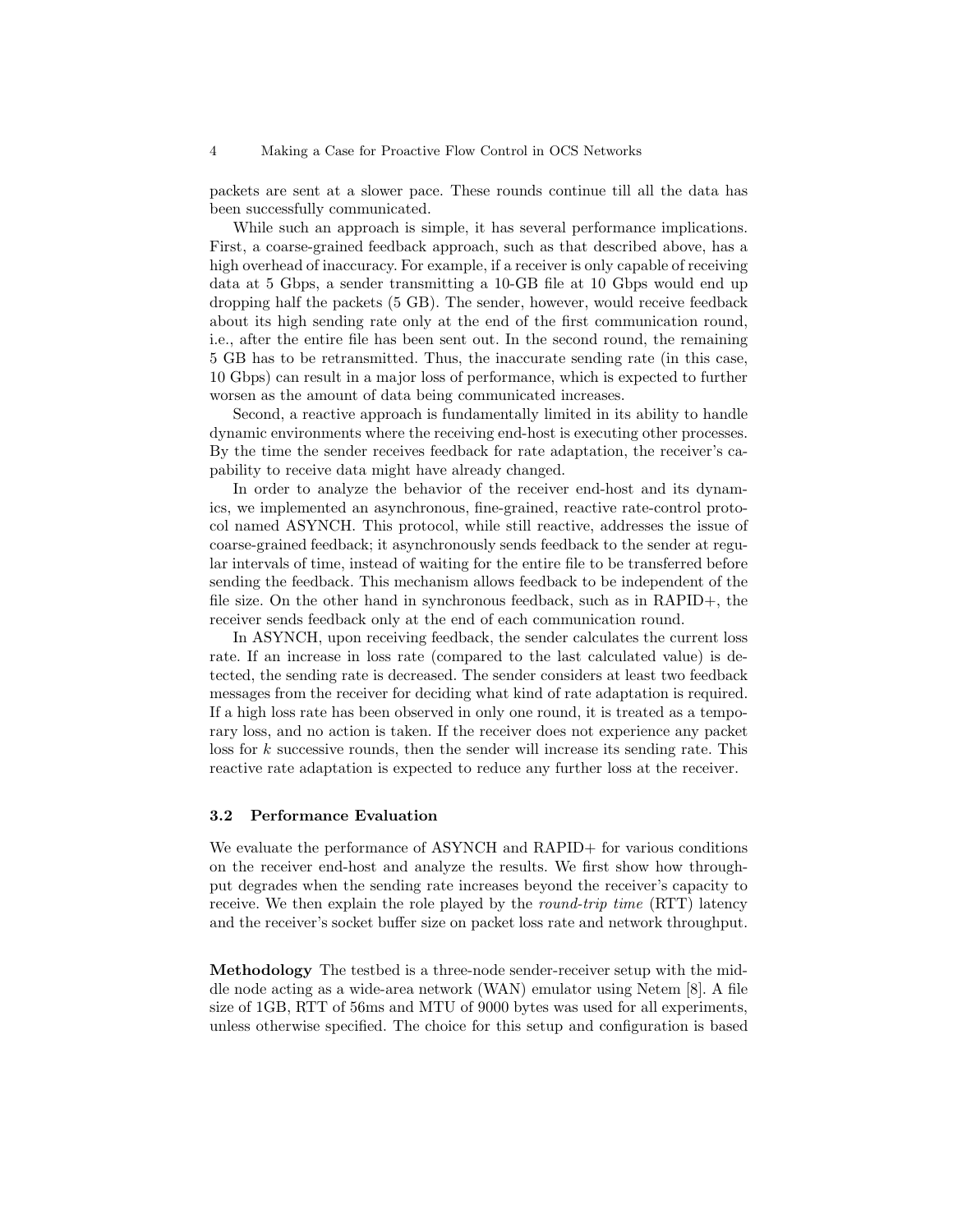packets are sent at a slower pace. These rounds continue till all the data has been successfully communicated.

While such an approach is simple, it has several performance implications. First, a coarse-grained feedback approach, such as that described above, has a high overhead of inaccuracy. For example, if a receiver is only capable of receiving data at 5 Gbps, a sender transmitting a 10-GB file at 10 Gbps would end up dropping half the packets (5 GB). The sender, however, would receive feedback about its high sending rate only at the end of the first communication round, i.e., after the entire file has been sent out. In the second round, the remaining 5 GB has to be retransmitted. Thus, the inaccurate sending rate (in this case, 10 Gbps) can result in a major loss of performance, which is expected to further worsen as the amount of data being communicated increases.

Second, a reactive approach is fundamentally limited in its ability to handle dynamic environments where the receiving end-host is executing other processes. By the time the sender receives feedback for rate adaptation, the receiver's capability to receive data might have already changed.

In order to analyze the behavior of the receiver end-host and its dynamics, we implemented an asynchronous, fine-grained, reactive rate-control protocol named ASYNCH. This protocol, while still reactive, addresses the issue of coarse-grained feedback; it asynchronously sends feedback to the sender at regular intervals of time, instead of waiting for the entire file to be transferred before sending the feedback. This mechanism allows feedback to be independent of the file size. On the other hand in synchronous feedback, such as in RAPID+, the receiver sends feedback only at the end of each communication round.

In ASYNCH, upon receiving feedback, the sender calculates the current loss rate. If an increase in loss rate (compared to the last calculated value) is detected, the sending rate is decreased. The sender considers at least two feedback messages from the receiver for deciding what kind of rate adaptation is required. If a high loss rate has been observed in only one round, it is treated as a temporary loss, and no action is taken. If the receiver does not experience any packet loss for $k$ successive rounds, then the sender will increase its sending rate. This reactive rate adaptation is expected to reduce any further loss at the receiver.

### 3.2 Performance Evaluation

We evaluate the performance of ASYNCH and RAPID+ for various conditions on the receiver end-host and analyze the results. We first show how throughput degrades when the sending rate increases beyond the receiver's capacity to receive. We then explain the role played by the *round-trip time* (RTT) latency and the receiver's socket buffer size on packet loss rate and network throughput.

**Methodology** The testbed is a three-node sender-receiver setup with the middle node acting as a wide-area network (WAN) emulator using Netem [8]. A file size of 1GB, RTT of 56ms and MTU of 9000 bytes was used for all experiments, unless otherwise specified. The choice for this setup and configuration is based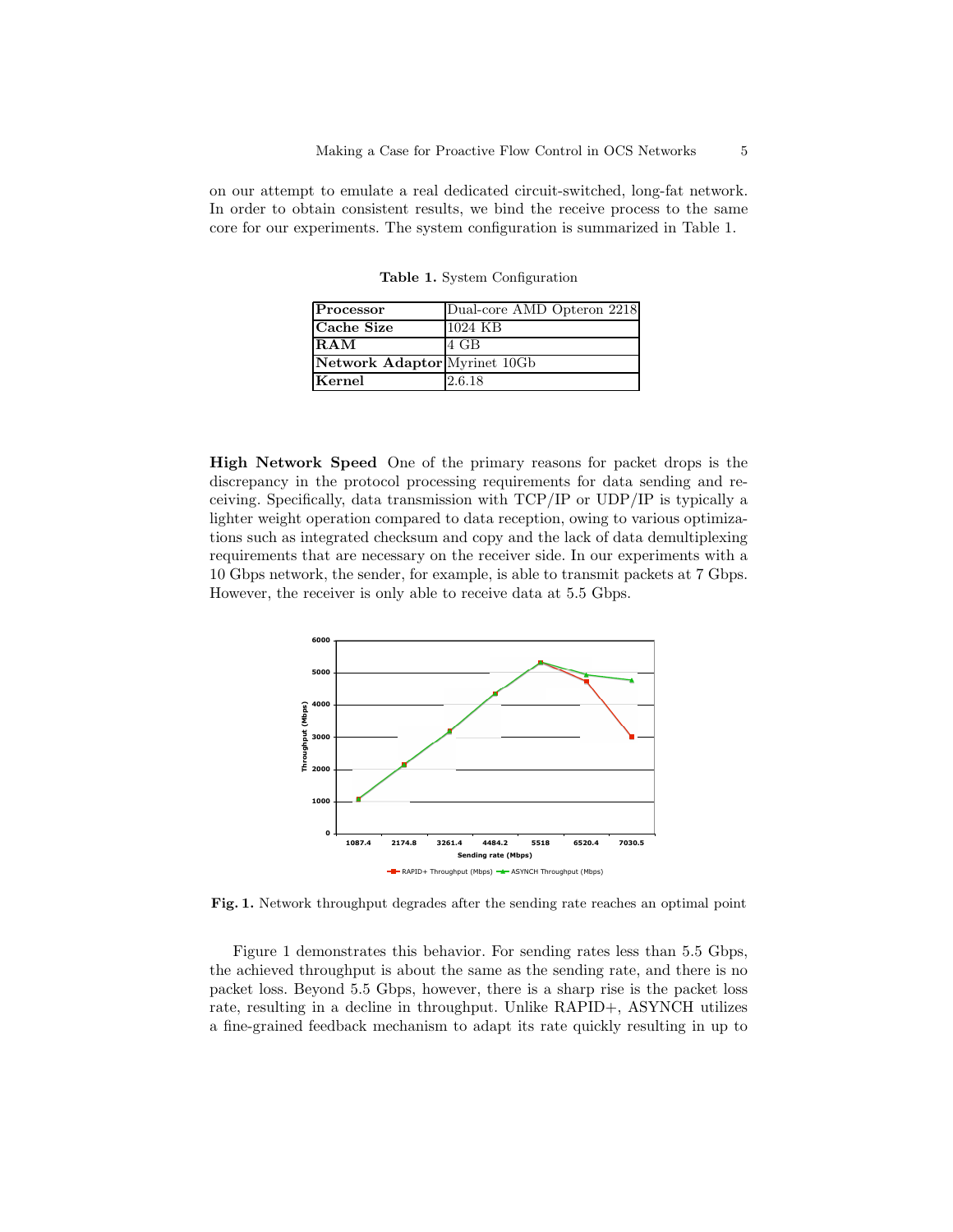on our attempt to emulate a real dedicated circuit-switched, long-fat network. In order to obtain consistent results, we bind the receive process to the same core for our experiments. The system configuration is summarized in Table 1.

**Table 1.** System Configuration

| | |
|---|---|
| **Processor** | Dual-core AMD Opteron 2218 |
| **Cache Size** | 1024 KB |
| **RAM** | 4 GB |
| **Network Adaptor** | Myrinet 10Gb |
| **Kernel** | 2.6.18 |

**High Network Speed** One of the primary reasons for packet drops is the discrepancy in the protocol processing requirements for data sending and receiving. Specifically, data transmission with TCP/IP or UDP/IP is typically a lighter weight operation compared to data reception, owing to various optimizations such as integrated checksum and copy and the lack of data demultiplexing requirements that are necessary on the receiver side. In our experiments with a 10 Gbps network, the sender, for example, is able to transmit packets at 7 Gbps. However, the receiver is only able to receive data at 5.5 Gbps.

Throughput (Mbps)
6000
5000
4000
3000
2000
1000
0
1087.4
2174.8
3261.4
4484.2
5518
6520.4
7030.5
Sending rate (Mbps)
RAPID+ Throughput (Mbps)
ASYNCH Throughput (Mbps)

**Fig. 1.** Network throughput degrades after the sending rate reaches an optimal point

Figure 1 demonstrates this behavior. For sending rates less than 5.5 Gbps, the achieved throughput is about the same as the sending rate, and there is no packet loss. Beyond 5.5 Gbps, however, there is a sharp rise is the packet loss rate, resulting in a decline in throughput. Unlike RAPID+, ASYNCH utilizes a fine-grained feedback mechanism to adapt its rate quickly resulting in up to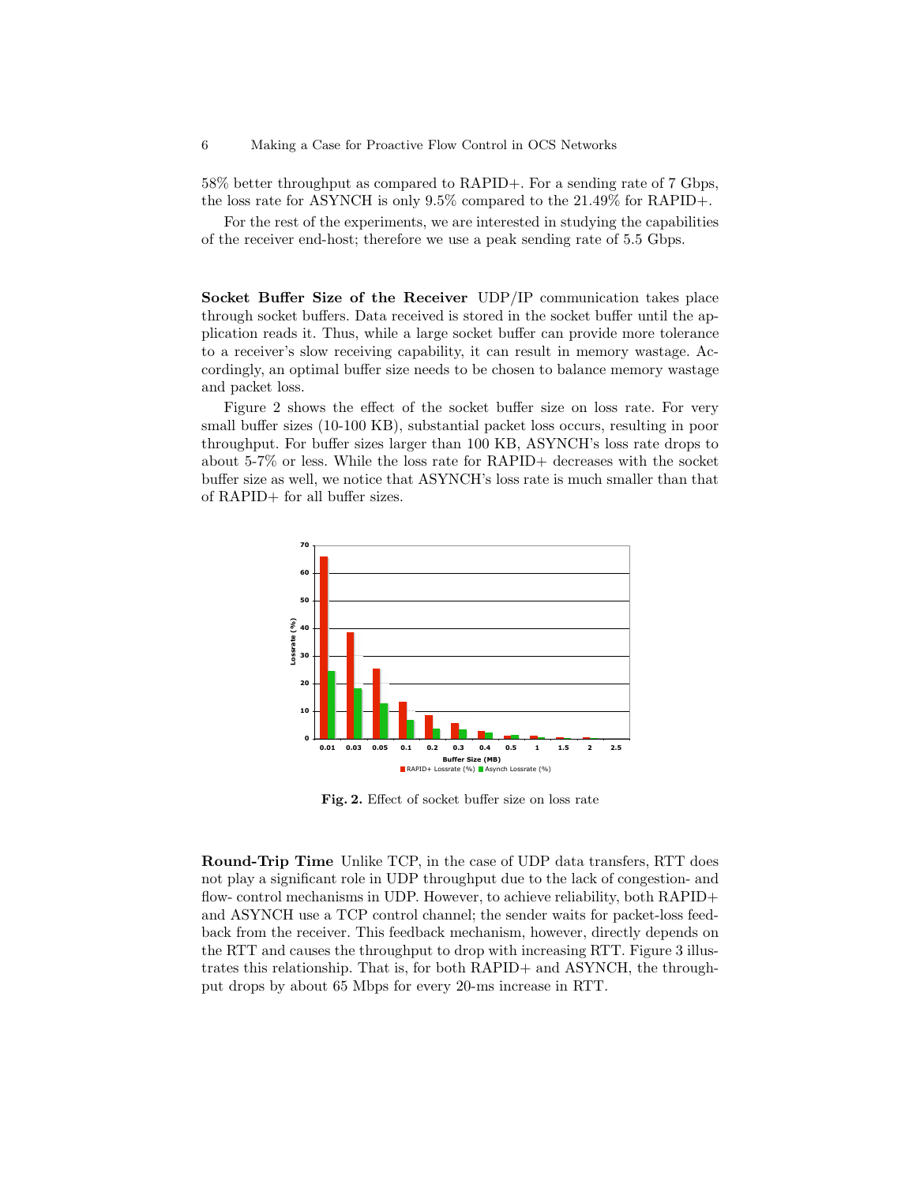58% better throughput as compared to RAPID+. For a sending rate of 7 Gbps, the loss rate for ASYNCH is only 9.5% compared to the 21.49% for RAPID+.

For the rest of the experiments, we are interested in studying the capabilities of the receiver end-host; therefore we use a peak sending rate of 5.5 Gbps.

**Socket Buffer Size of the Receiver** UDP/IP communication takes place through socket buffers. Data received is stored in the socket buffer until the application reads it. Thus, while a large socket buffer can provide more tolerance to a receiver's slow receiving capability, it can result in memory wastage. Accordingly, an optimal buffer size needs to be chosen to balance memory wastage and packet loss.

Figure 2 shows the effect of the socket buffer size on loss rate. For very small buffer sizes (10-100 KB), substantial packet loss occurs, resulting in poor throughput. For buffer sizes larger than 100 KB, ASYNCH's loss rate drops to about 5-7% or less. While the loss rate for RAPID+ decreases with the socket buffer size as well, we notice that ASYNCH's loss rate is much smaller than that of RAPID+ for all buffer sizes.

Lossrate (%)
0
10
20
30
40
50
60
70
0.01
0.03
0.05
0.1
0.2
0.3
0.4
0.5
1
1.5
2
2.5
Buffer Size (MB)
RAPID+ Lossrate (%)
Asynch Lossrate (%)

**Fig. 2.** Effect of socket buffer size on loss rate

**Round-Trip Time** Unlike TCP, in the case of UDP data transfers, RTT does not play a significant role in UDP throughput due to the lack of congestion- and flow- control mechanisms in UDP. However, to achieve reliability, both RAPID+ and ASYNCH use a TCP control channel; the sender waits for packet-loss feedback from the receiver. This feedback mechanism, however, directly depends on the RTT and causes the throughput to drop with increasing RTT. Figure 3 illustrates this relationship. That is, for both RAPID+ and ASYNCH, the throughput drops by about 65 Mbps for every 20-ms increase in RTT.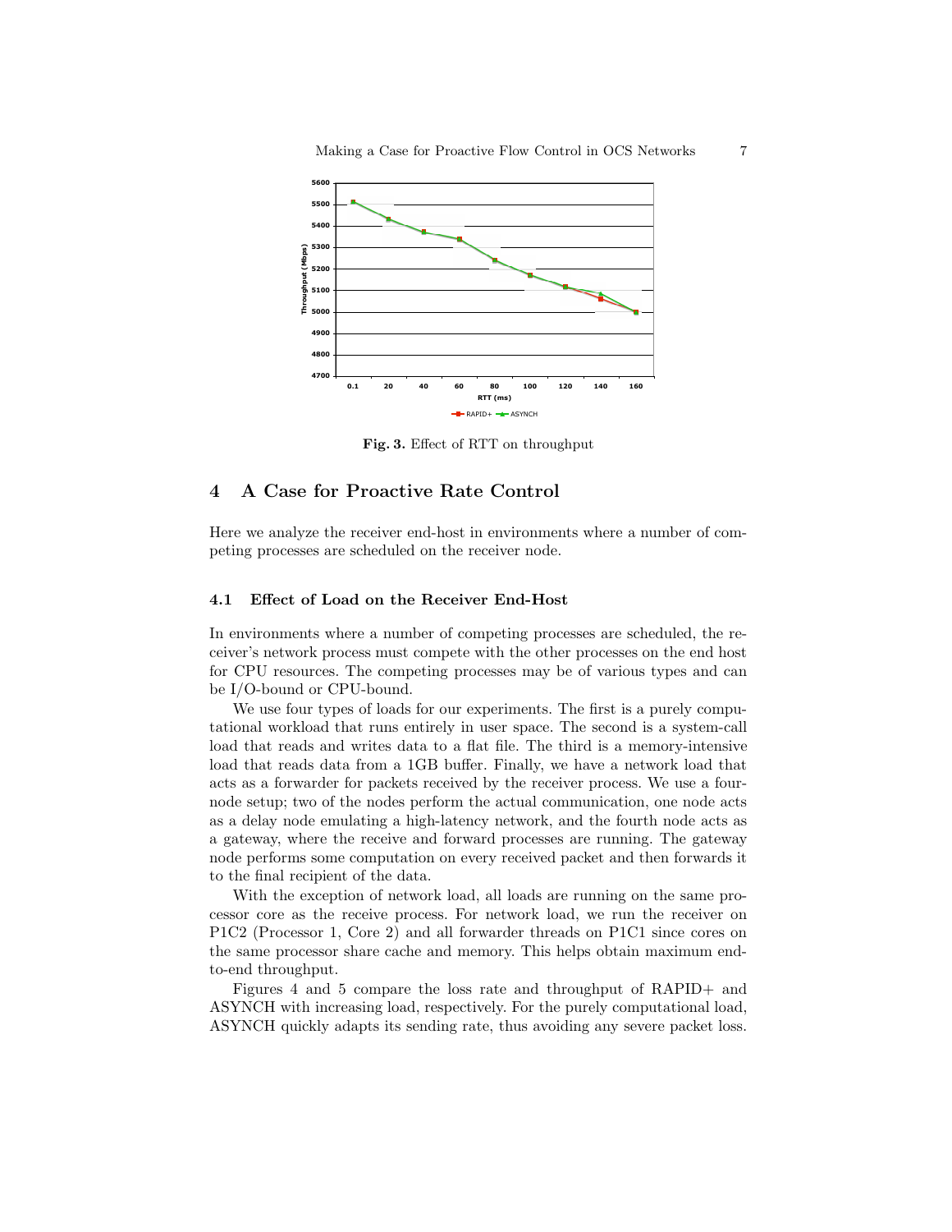5600
5500
5400
5300
5200
5100
5000
4900
4800
4700

Throughput (Mbps)

0.1 20 40 60 80 100 120 140 160

RTT (ms)

RAPID+ ASYNCH

**Fig. 3.** Effect of RTT on throughput

## 4 A Case for Proactive Rate Control

Here we analyze the receiver end-host in environments where a number of competing processes are scheduled on the receiver node.

### 4.1 Effect of Load on the Receiver End-Host

In environments where a number of competing processes are scheduled, the receiver's network process must compete with the other processes on the end host for CPU resources. The competing processes may be of various types and can be I/O-bound or CPU-bound.

We use four types of loads for our experiments. The first is a purely computational workload that runs entirely in user space. The second is a system-call load that reads and writes data to a flat file. The third is a memory-intensive load that reads data from a 1GB buffer. Finally, we have a network load that acts as a forwarder for packets received by the receiver process. We use a four-node setup; two of the nodes perform the actual communication, one node acts as a delay node emulating a high-latency network, and the fourth node acts as a gateway, where the receive and forward processes are running. The gateway node performs some computation on every received packet and then forwards it to the final recipient of the data.

With the exception of network load, all loads are running on the same processor core as the receive process. For network load, we run the receiver on P1C2 (Processor 1, Core 2) and all forwarder threads on P1C1 since cores on the same processor share cache and memory. This helps obtain maximum end-to-end throughput.

Figures 4 and 5 compare the loss rate and throughput of RAPID+ and ASYNCH with increasing load, respectively. For the purely computational load, ASYNCH quickly adapts its sending rate, thus avoiding any severe packet loss.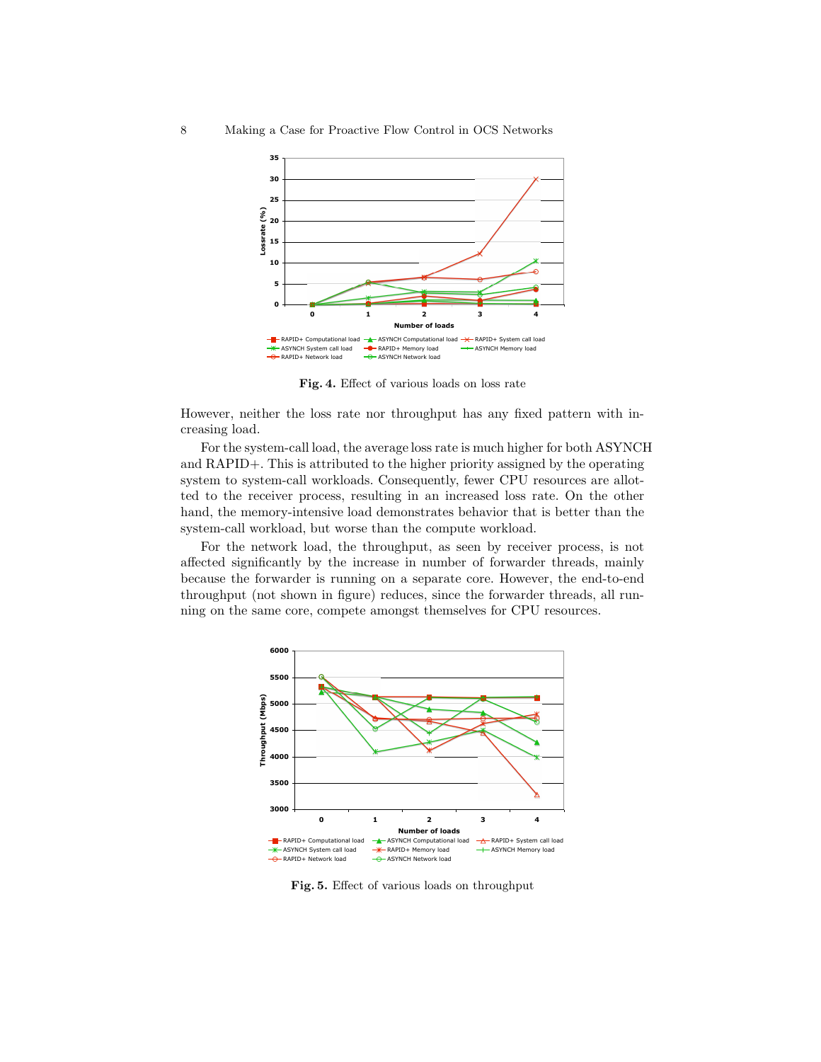35
30
25
20
15
10
5
0

Lossrate (%)

0 1 2 3 4

Number of loads

RAPID+ Computational load
ASYNCH Computational load
RAPID+ System call load
ASYNCH System call load
RAPID+ Memory load
ASYNCH Memory load
RAPID+ Network load
ASYNCH Network load

**Fig. 4.** Effect of various loads on loss rate

However, neither the loss rate nor throughput has any fixed pattern with increasing load.

For the system-call load, the average loss rate is much higher for both ASYNCH and RAPID+. This is attributed to the higher priority assigned by the operating system to system-call workloads. Consequently, fewer CPU resources are allotted to the receiver process, resulting in an increased loss rate. On the other hand, the memory-intensive load demonstrates behavior that is better than the system-call workload, but worse than the compute workload.

For the network load, the throughput, as seen by receiver process, is not affected significantly by the increase in number of forwarder threads, mainly because the forwarder is running on a separate core. However, the end-to-end throughput (not shown in figure) reduces, since the forwarder threads, all running on the same core, compete amongst themselves for CPU resources.

6000
5500
5000
4500
4000
3500
3000

Throughput (Mbps)

0 1 2 3 4

Number of loads

RAPID+ Computational load
ASYNCH Computational load
RAPID+ System call load
ASYNCH System call load
RAPID+ Memory load
ASYNCH Memory load
RAPID+ Network load
ASYNCH Network load

**Fig. 5.** Effect of various loads on throughput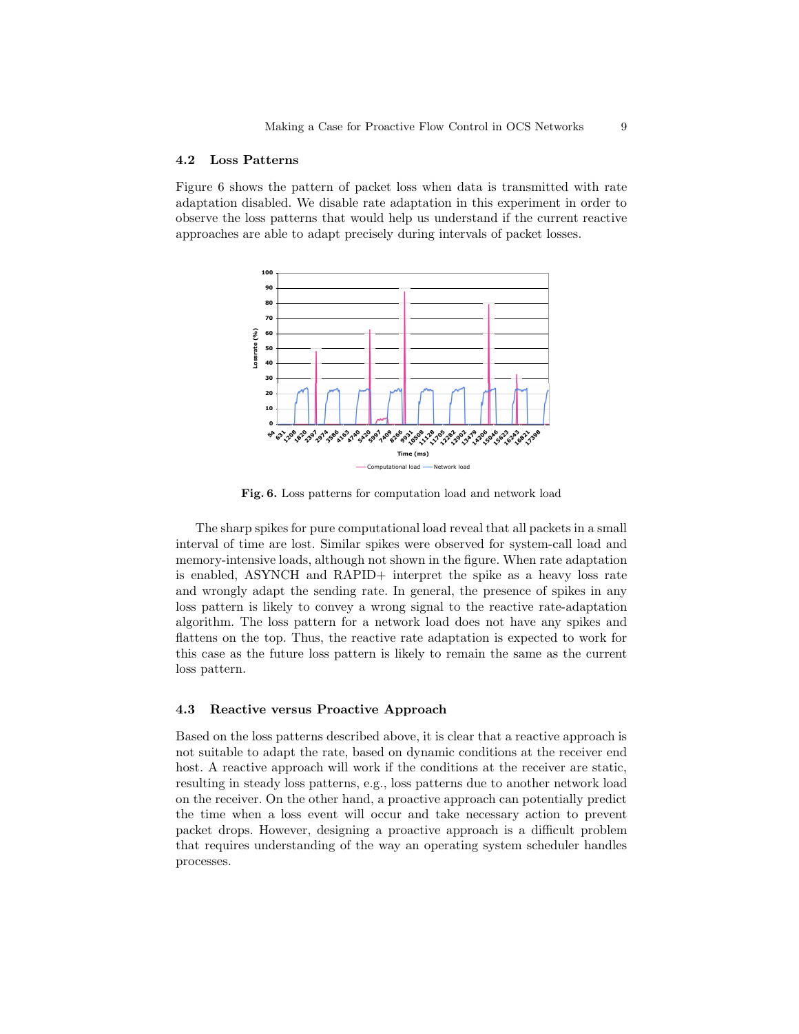### 4.2 Loss Patterns

Figure 6 shows the pattern of packet loss when data is transmitted with rate adaptation disabled. We disable rate adaptation in this experiment in order to observe the loss patterns that would help us understand if the current reactive approaches are able to adapt precisely during intervals of packet losses.

100
90
80
70
60
50
40
30
20
10
0

Lossrate (%)

54 631 1208 1820 2397 2974 3586 4163 4740 5420 5997 7409 8266 9931 10508 11128 11705 12282 12902 13479 14206 15046 15623 16243 16821 17398

Time (ms)

Computational load — Network load

**Fig. 6.** Loss patterns for computation load and network load

The sharp spikes for pure computational load reveal that all packets in a small interval of time are lost. Similar spikes were observed for system-call load and memory-intensive loads, although not shown in the figure. When rate adaptation is enabled, ASYNCH and RAPID+ interpret the spike as a heavy loss rate and wrongly adapt the sending rate. In general, the presence of spikes in any loss pattern is likely to convey a wrong signal to the reactive rate-adaptation algorithm. The loss pattern for a network load does not have any spikes and flattens on the top. Thus, the reactive rate adaptation is expected to work for this case as the future loss pattern is likely to remain the same as the current loss pattern.

### 4.3 Reactive versus Proactive Approach

Based on the loss patterns described above, it is clear that a reactive approach is not suitable to adapt the rate, based on dynamic conditions at the receiver end host. A reactive approach will work if the conditions at the receiver are static, resulting in steady loss patterns, e.g., loss patterns due to another network load on the receiver. On the other hand, a proactive approach can potentially predict the time when a loss event will occur and take necessary action to prevent packet drops. However, designing a proactive approach is a difficult problem that requires understanding of the way an operating system scheduler handles processes.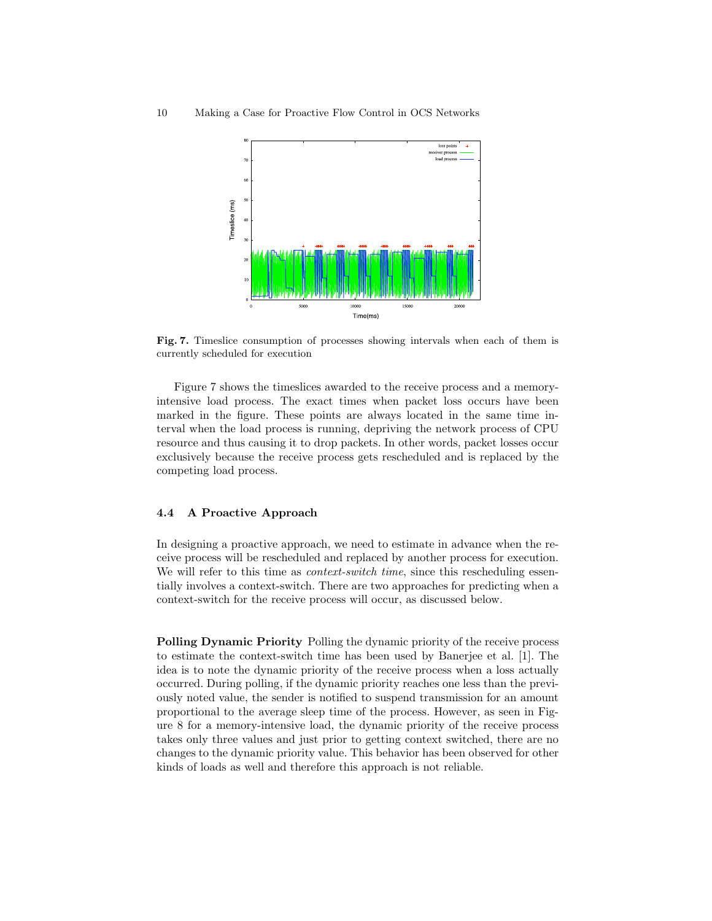loss points +
receiver process
load process

Timeslice (ms)

0
10
20
30
40
50
60
70
80

0
5000
10000
15000
20000

Time(ms)

**Fig. 7.** Timeslice consumption of processes showing intervals when each of them is currently scheduled for execution

Figure 7 shows the timeslices awarded to the receive process and a memory-intensive load process. The exact times when packet loss occurs have been marked in the figure. These points are always located in the same time interval when the load process is running, depriving the network process of CPU resource and thus causing it to drop packets. In other words, packet losses occur exclusively because the receive process gets rescheduled and is replaced by the competing load process.

### 4.4 A Proactive Approach

In designing a proactive approach, we need to estimate in advance when the receive process will be rescheduled and replaced by another process for execution. We will refer to this time as *context-switch time*, since this rescheduling essentially involves a context-switch. There are two approaches for predicting when a context-switch for the receive process will occur, as discussed below.

**Polling Dynamic Priority** Polling the dynamic priority of the receive process to estimate the context-switch time has been used by Banerjee et al. [1]. The idea is to note the dynamic priority of the receive process when a loss actually occurred. During polling, if the dynamic priority reaches one less than the previously noted value, the sender is notified to suspend transmission for an amount proportional to the average sleep time of the process. However, as seen in Figure 8 for a memory-intensive load, the dynamic priority of the receive process takes only three values and just prior to getting context switched, there are no changes to the dynamic priority value. This behavior has been observed for other kinds of loads as well and therefore this approach is not reliable.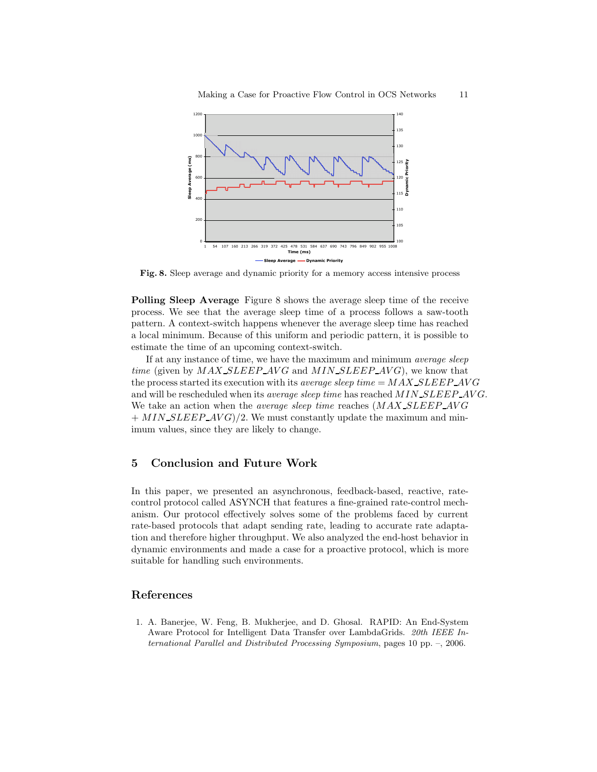1200
1000
800
600
400
200
0

140
135
130
125
120
115
110
105
100

Sleep Average (ms)

Dynamic Priority

1 54 107 160 213 266 319 372 425 478 531 584 637 690 743 796 849 902 955 1008

Time (ms)

Sleep Average — Dynamic Priority

**Fig. 8.** Sleep average and dynamic priority for a memory access intensive process

**Polling Sleep Average** Figure 8 shows the average sleep time of the receive process. We see that the average sleep time of a process follows a saw-tooth pattern. A context-switch happens whenever the average sleep time has reached a local minimum. Because of this uniform and periodic pattern, it is possible to estimate the time of an upcoming context-switch.

If at any instance of time, we have the maximum and minimum *average sleep time* (given by $MAX\_SLEEP\_AVG$ and $MIN\_SLEEP\_AVG$), we know that the process started its execution with its *average sleep time* = $MAX\_SLEEP\_AVG$ and will be rescheduled when its *average sleep time* has reached $MIN\_SLEEP\_AVG$. We take an action when the *average sleep time* reaches ($MAX\_SLEEP\_AVG$ + $MIN\_SLEEP\_AVG$)/2. We must constantly update the maximum and minimum values, since they are likely to change.

## 5 Conclusion and Future Work

In this paper, we presented an asynchronous, feedback-based, reactive, rate-control protocol called ASYNCH that features a fine-grained rate-control mechanism. Our protocol effectively solves some of the problems faced by current rate-based protocols that adapt sending rate, leading to accurate rate adaptation and therefore higher throughput. We also analyzed the end-host behavior in dynamic environments and made a case for a proactive protocol, which is more suitable for handling such environments.

## References

1. A. Banerjee, W. Feng, B. Mukherjee, and D. Ghosal. RAPID: An End-System Aware Protocol for Intelligent Data Transfer over LambdaGrids. *20th IEEE International Parallel and Distributed Processing Symposium*, pages 10 pp. –, 2006.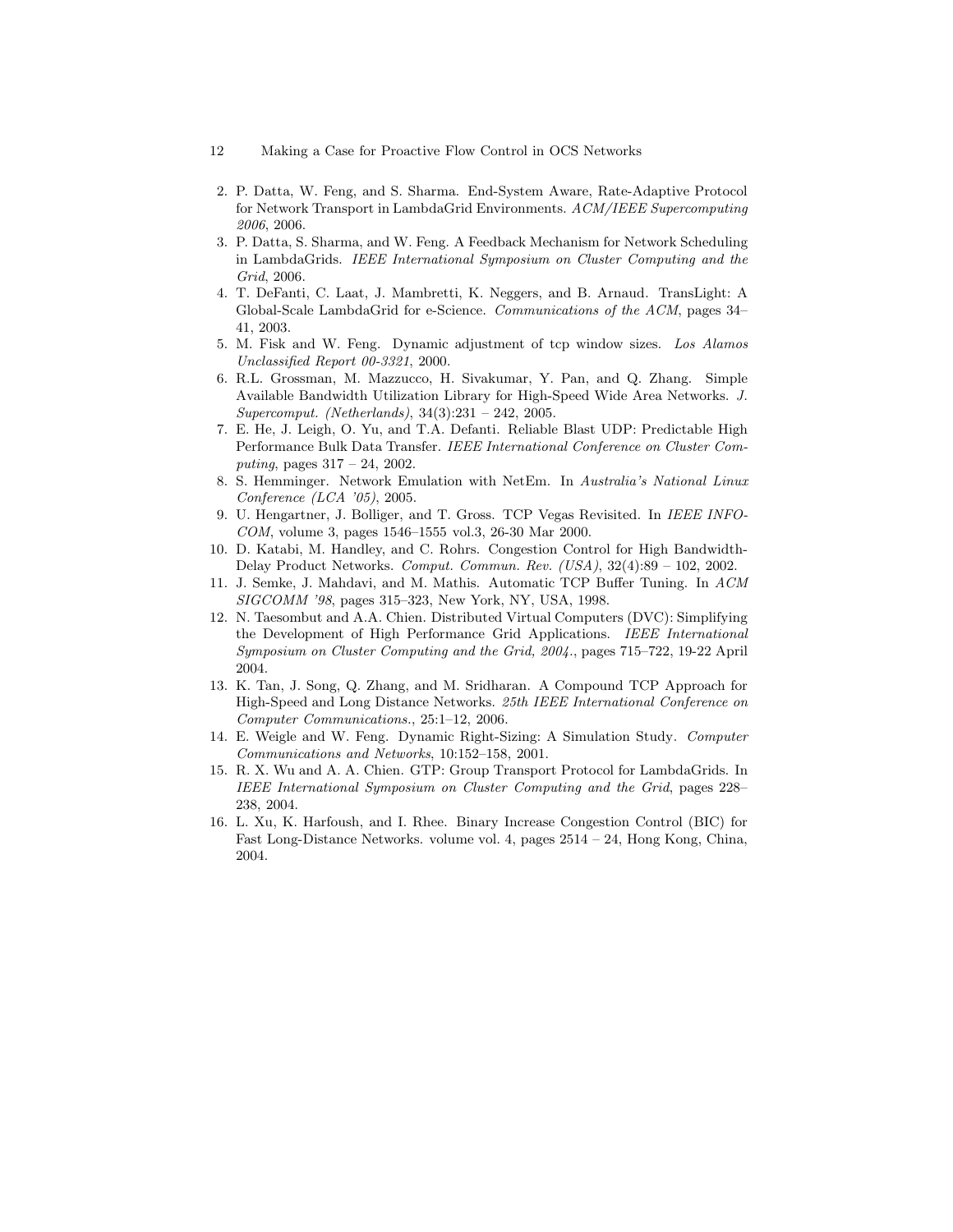2. P. Datta, W. Feng, and S. Sharma. End-System Aware, Rate-Adaptive Protocol for Network Transport in LambdaGrid Environments. *ACM/IEEE Supercomputing 2006*, 2006.
3. P. Datta, S. Sharma, and W. Feng. A Feedback Mechanism for Network Scheduling in LambdaGrids. *IEEE International Symposium on Cluster Computing and the Grid*, 2006.
4. T. DeFanti, C. Laat, J. Mambretti, K. Neggers, and B. Arnaud. TransLight: A Global-Scale LambdaGrid for e-Science. *Communications of the ACM*, pages 34–41, 2003.
5. M. Fisk and W. Feng. Dynamic adjustment of tcp window sizes. *Los Alamos Unclassified Report 00-3321*, 2000.
6. R.L. Grossman, M. Mazzucco, H. Sivakumar, Y. Pan, and Q. Zhang. Simple Available Bandwidth Utilization Library for High-Speed Wide Area Networks. *J. Supercomput. (Netherlands)*, 34(3):231 – 242, 2005.
7. E. He, J. Leigh, O. Yu, and T.A. Defanti. Reliable Blast UDP: Predictable High Performance Bulk Data Transfer. *IEEE International Conference on Cluster Computing*, pages 317 – 24, 2002.
8. S. Hemminger. Network Emulation with NetEm. In *Australia's National Linux Conference (LCA '05)*, 2005.
9. U. Hengartner, J. Bolliger, and T. Gross. TCP Vegas Revisited. In *IEEE INFOCOM*, volume 3, pages 1546–1555 vol.3, 26-30 Mar 2000.
10. D. Katabi, M. Handley, and C. Rohrs. Congestion Control for High Bandwidth-Delay Product Networks. *Comput. Commun. Rev. (USA)*, 32(4):89 – 102, 2002.
11. J. Semke, J. Mahdavi, and M. Mathis. Automatic TCP Buffer Tuning. In *ACM SIGCOMM '98*, pages 315–323, New York, NY, USA, 1998.
12. N. Taesombut and A.A. Chien. Distributed Virtual Computers (DVC): Simplifying the Development of High Performance Grid Applications. *IEEE International Symposium on Cluster Computing and the Grid, 2004.*, pages 715–722, 19-22 April 2004.
13. K. Tan, J. Song, Q. Zhang, and M. Sridharan. A Compound TCP Approach for High-Speed and Long Distance Networks. *25th IEEE International Conference on Computer Communications.*, 25:1–12, 2006.
14. E. Weigle and W. Feng. Dynamic Right-Sizing: A Simulation Study. *Computer Communications and Networks*, 10:152–158, 2001.
15. R. X. Wu and A. A. Chien. GTP: Group Transport Protocol for LambdaGrids. In *IEEE International Symposium on Cluster Computing and the Grid*, pages 228–238, 2004.
16. L. Xu, K. Harfoush, and I. Rhee. Binary Increase Congestion Control (BIC) for Fast Long-Distance Networks. volume vol. 4, pages 2514 – 24, Hong Kong, China, 2004.